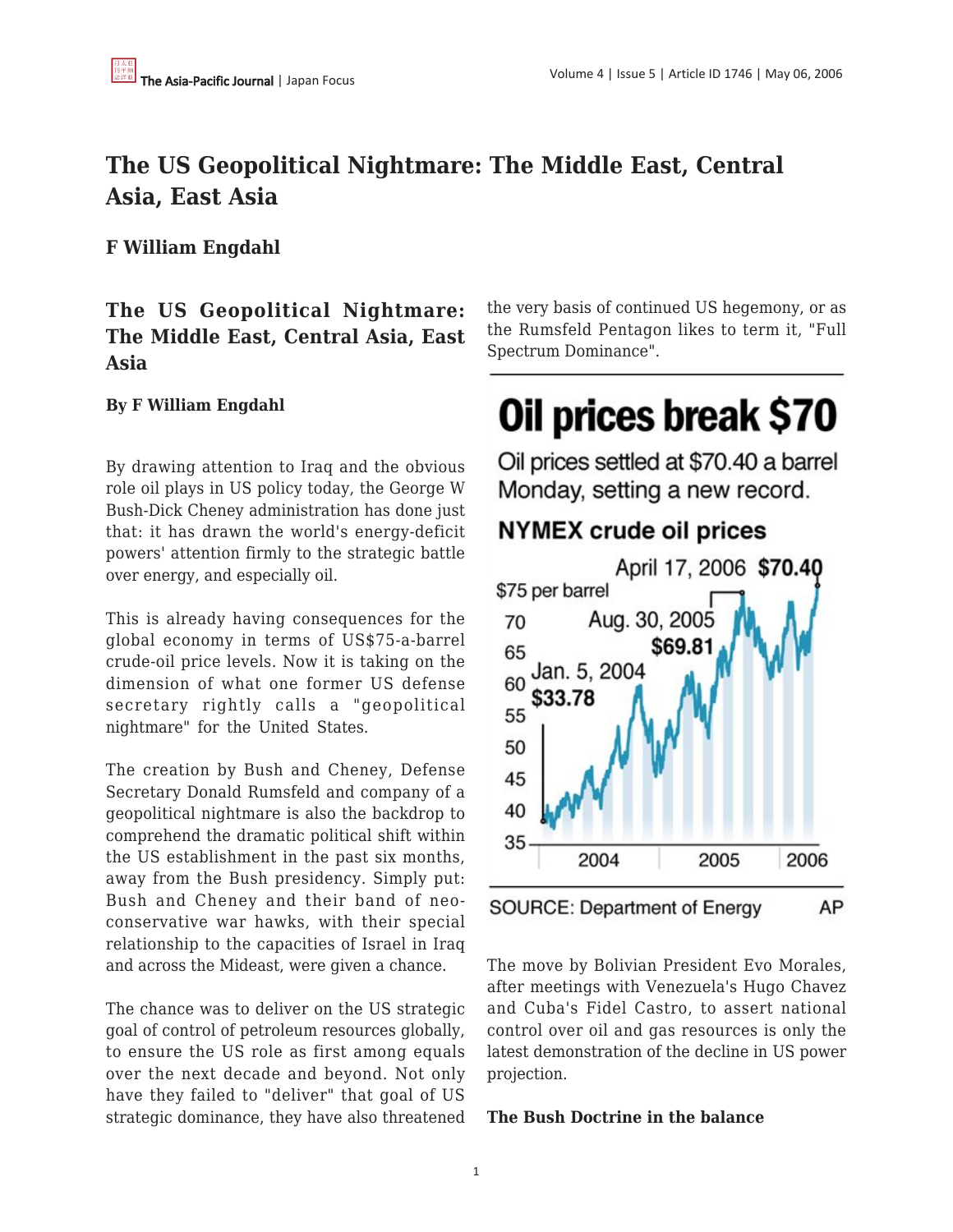# The US Geopolitical Nightmare: The Middle East, Central Asia, East Asia

**F William Engdahl**

## The US Geopolitical Nightmare: The Middle East, Central Asia, East Asia

**By F William Engdahl**

By drawing attention to Iraq and the obvious role oil plays in US policy today, the George W Bush-Dick Cheney administration has done just that: it has drawn the world's energy-deficit powers' attention firmly to the strategic battle over energy, and especially oil.

This is already having consequences for the global economy in terms of US$75-a-barrel crude-oil price levels. Now it is taking on the dimension of what one former US defense secretary rightly calls a "geopolitical nightmare" for the United States.

The creation by Bush and Cheney, Defense Secretary Donald Rumsfeld and company of a geopolitical nightmare is also the backdrop to comprehend the dramatic political shift within the US establishment in the past six months, away from the Bush presidency. Simply put: Bush and Cheney and their band of neo-conservative war hawks, with their special relationship to the capacities of Israel in Iraq and across the Mideast, were given a chance.

The chance was to deliver on the US strategic goal of control of petroleum resources globally, to ensure the US role as first among equals over the next decade and beyond. Not only have they failed to "deliver" that goal of US strategic dominance, they have also threatened the very basis of continued US hegemony, or as the Rumsfeld Pentagon likes to term it, "Full Spectrum Dominance".

**Oil prices break $70**

Oil prices settled at $70.40 a barrel Monday, setting a new record.

**NYMEX crude oil prices**

(Chart: $75 per barrel scale, 35–70; Jan. 5, 2004 $33.78; Aug. 30, 2005 $69.81; April 17, 2006 $70.40; 2004, 2005, 2006)

SOURCE: Department of Energy AP

The move by Bolivian President Evo Morales, after meetings with Venezuela's Hugo Chavez and Cuba's Fidel Castro, to assert national control over oil and gas resources is only the latest demonstration of the decline in US power projection.

**The Bush Doctrine in the balance**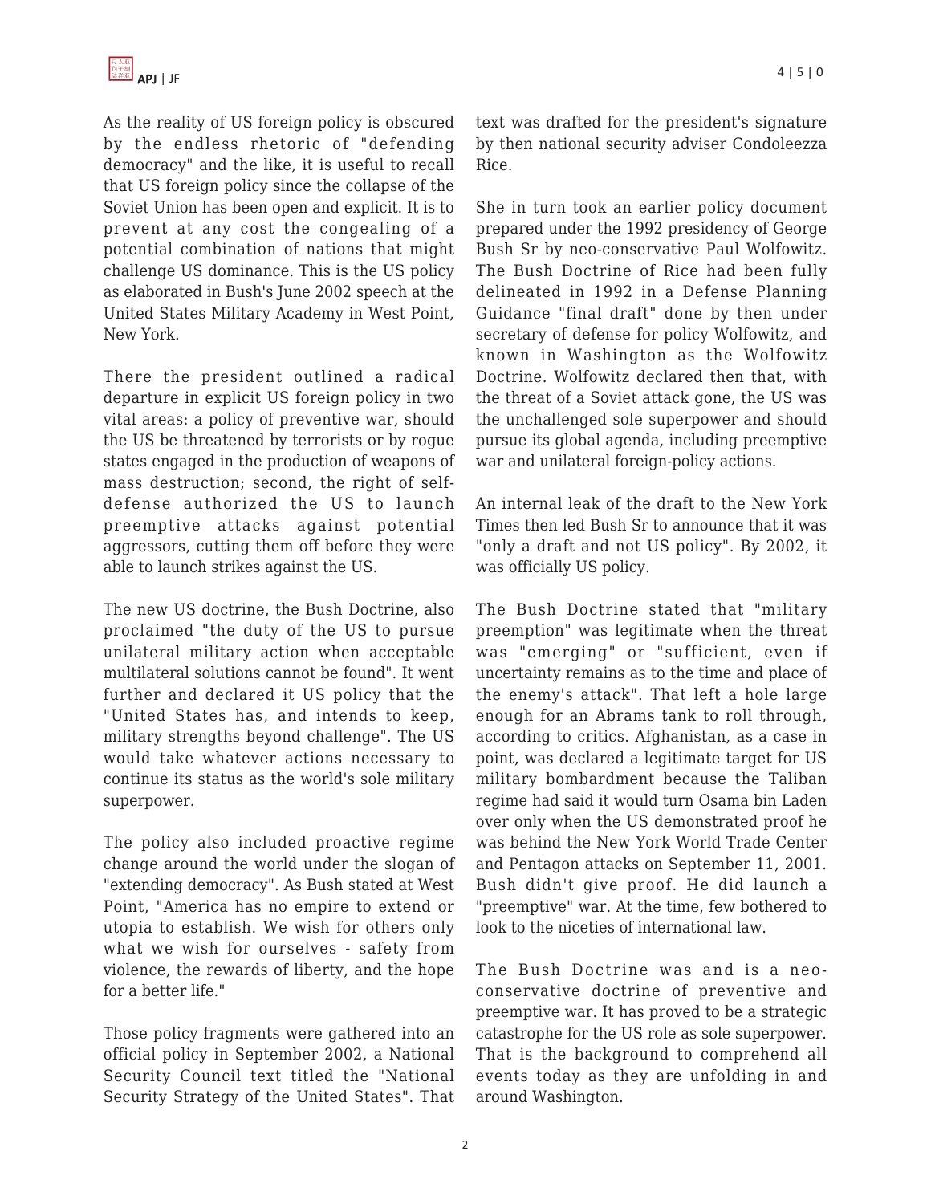As the reality of US foreign policy is obscured by the endless rhetoric of "defending democracy" and the like, it is useful to recall that US foreign policy since the collapse of the Soviet Union has been open and explicit. It is to prevent at any cost the congealing of a potential combination of nations that might challenge US dominance. This is the US policy as elaborated in Bush's June 2002 speech at the United States Military Academy in West Point, New York.

There the president outlined a radical departure in explicit US foreign policy in two vital areas: a policy of preventive war, should the US be threatened by terrorists or by rogue states engaged in the production of weapons of mass destruction; second, the right of self-defense authorized the US to launch preemptive attacks against potential aggressors, cutting them off before they were able to launch strikes against the US.

The new US doctrine, the Bush Doctrine, also proclaimed "the duty of the US to pursue unilateral military action when acceptable multilateral solutions cannot be found". It went further and declared it US policy that the "United States has, and intends to keep, military strengths beyond challenge". The US would take whatever actions necessary to continue its status as the world's sole military superpower.

The policy also included proactive regime change around the world under the slogan of "extending democracy". As Bush stated at West Point, "America has no empire to extend or utopia to establish. We wish for others only what we wish for ourselves - safety from violence, the rewards of liberty, and the hope for a better life."

Those policy fragments were gathered into an official policy in September 2002, a National Security Council text titled the "National Security Strategy of the United States". That text was drafted for the president's signature by then national security adviser Condoleezza Rice.

She in turn took an earlier policy document prepared under the 1992 presidency of George Bush Sr by neo-conservative Paul Wolfowitz. The Bush Doctrine of Rice had been fully delineated in 1992 in a Defense Planning Guidance "final draft" done by then under secretary of defense for policy Wolfowitz, and known in Washington as the Wolfowitz Doctrine. Wolfowitz declared then that, with the threat of a Soviet attack gone, the US was the unchallenged sole superpower and should pursue its global agenda, including preemptive war and unilateral foreign-policy actions.

An internal leak of the draft to the New York Times then led Bush Sr to announce that it was "only a draft and not US policy". By 2002, it was officially US policy.

The Bush Doctrine stated that "military preemption" was legitimate when the threat was "emerging" or "sufficient, even if uncertainty remains as to the time and place of the enemy's attack". That left a hole large enough for an Abrams tank to roll through, according to critics. Afghanistan, as a case in point, was declared a legitimate target for US military bombardment because the Taliban regime had said it would turn Osama bin Laden over only when the US demonstrated proof he was behind the New York World Trade Center and Pentagon attacks on September 11, 2001. Bush didn't give proof. He did launch a "preemptive" war. At the time, few bothered to look to the niceties of international law.

The Bush Doctrine was and is a neo-conservative doctrine of preventive and preemptive war. It has proved to be a strategic catastrophe for the US role as sole superpower. That is the background to comprehend all events today as they are unfolding in and around Washington.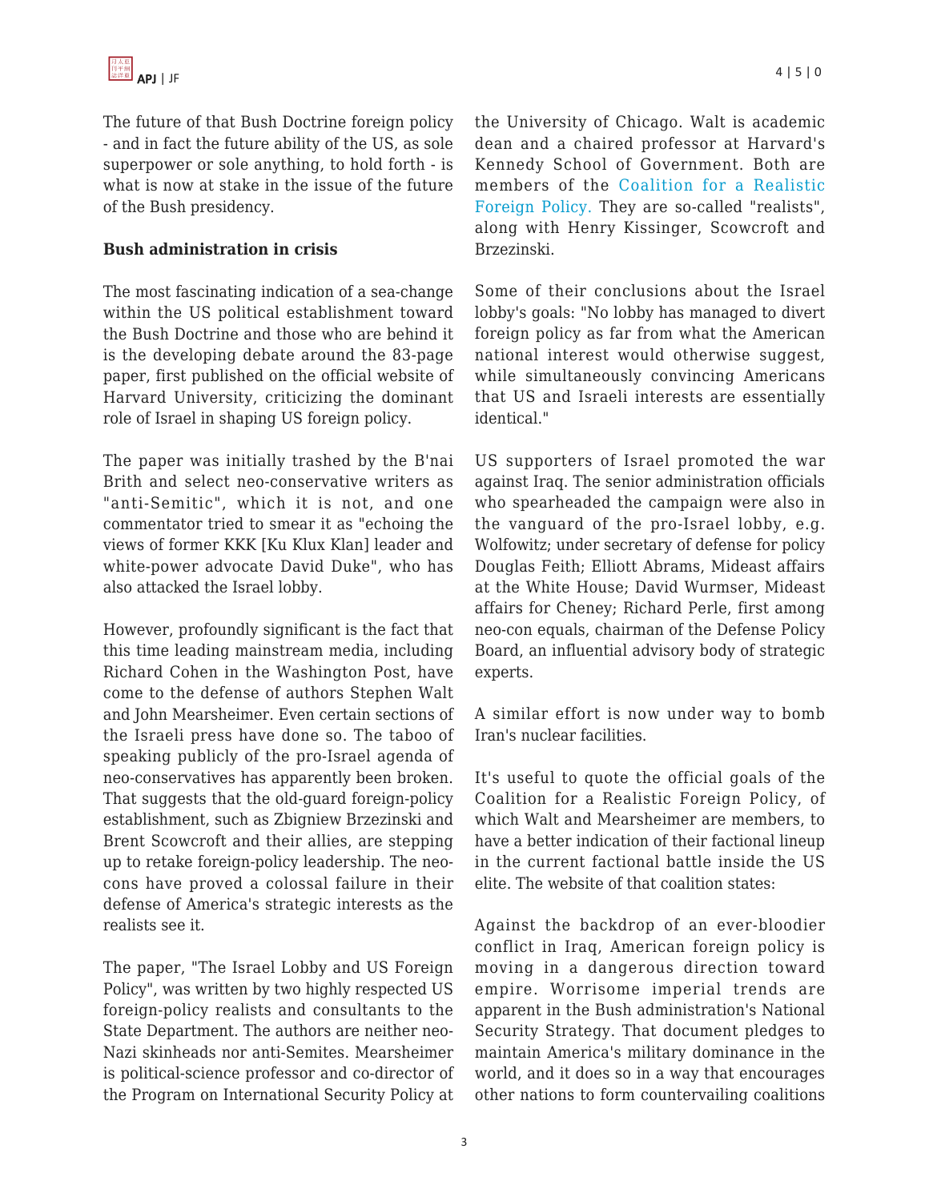The future of that Bush Doctrine foreign policy - and in fact the future ability of the US, as sole superpower or sole anything, to hold forth - is what is now at stake in the issue of the future of the Bush presidency.

**Bush administration in crisis**

The most fascinating indication of a sea-change within the US political establishment toward the Bush Doctrine and those who are behind it is the developing debate around the 83-page paper, first published on the official website of Harvard University, criticizing the dominant role of Israel in shaping US foreign policy.

The paper was initially trashed by the B'nai Brith and select neo-conservative writers as "anti-Semitic", which it is not, and one commentator tried to smear it as "echoing the views of former KKK [Ku Klux Klan] leader and white-power advocate David Duke", who has also attacked the Israel lobby.

However, profoundly significant is the fact that this time leading mainstream media, including Richard Cohen in the Washington Post, have come to the defense of authors Stephen Walt and John Mearsheimer. Even certain sections of the Israeli press have done so. The taboo of speaking publicly of the pro-Israel agenda of neo-conservatives has apparently been broken. That suggests that the old-guard foreign-policy establishment, such as Zbigniew Brzezinski and Brent Scowcroft and their allies, are stepping up to retake foreign-policy leadership. The neo-cons have proved a colossal failure in their defense of America's strategic interests as the realists see it.

The paper, "The Israel Lobby and US Foreign Policy", was written by two highly respected US foreign-policy realists and consultants to the State Department. The authors are neither neo-Nazi skinheads nor anti-Semites. Mearsheimer is political-science professor and co-director of the Program on International Security Policy at the University of Chicago. Walt is academic dean and a chaired professor at Harvard's Kennedy School of Government. Both are members of the Coalition for a Realistic Foreign Policy. They are so-called "realists", along with Henry Kissinger, Scowcroft and Brzezinski.

Some of their conclusions about the Israel lobby's goals: "No lobby has managed to divert foreign policy as far from what the American national interest would otherwise suggest, while simultaneously convincing Americans that US and Israeli interests are essentially identical."

US supporters of Israel promoted the war against Iraq. The senior administration officials who spearheaded the campaign were also in the vanguard of the pro-Israel lobby, e.g. Wolfowitz; under secretary of defense for policy Douglas Feith; Elliott Abrams, Mideast affairs at the White House; David Wurmser, Mideast affairs for Cheney; Richard Perle, first among neo-con equals, chairman of the Defense Policy Board, an influential advisory body of strategic experts.

A similar effort is now under way to bomb Iran's nuclear facilities.

It's useful to quote the official goals of the Coalition for a Realistic Foreign Policy, of which Walt and Mearsheimer are members, to have a better indication of their factional lineup in the current factional battle inside the US elite. The website of that coalition states:

Against the backdrop of an ever-bloodier conflict in Iraq, American foreign policy is moving in a dangerous direction toward empire. Worrisome imperial trends are apparent in the Bush administration's National Security Strategy. That document pledges to maintain America's military dominance in the world, and it does so in a way that encourages other nations to form countervailing coalitions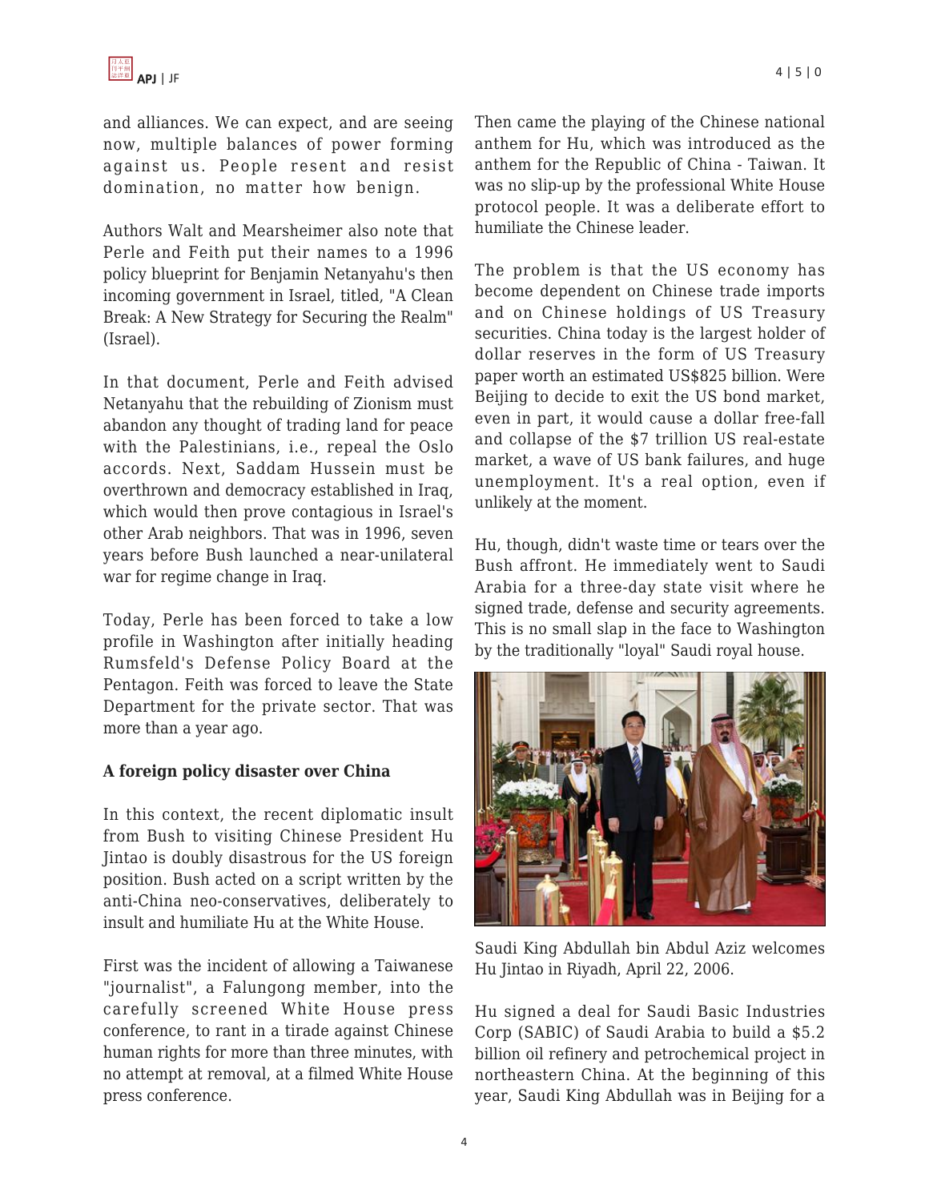and alliances. We can expect, and are seeing now, multiple balances of power forming against us. People resent and resist domination, no matter how benign.

Authors Walt and Mearsheimer also note that Perle and Feith put their names to a 1996 policy blueprint for Benjamin Netanyahu's then incoming government in Israel, titled, "A Clean Break: A New Strategy for Securing the Realm" (Israel).

In that document, Perle and Feith advised Netanyahu that the rebuilding of Zionism must abandon any thought of trading land for peace with the Palestinians, i.e., repeal the Oslo accords. Next, Saddam Hussein must be overthrown and democracy established in Iraq, which would then prove contagious in Israel's other Arab neighbors. That was in 1996, seven years before Bush launched a near-unilateral war for regime change in Iraq.

Today, Perle has been forced to take a low profile in Washington after initially heading Rumsfeld's Defense Policy Board at the Pentagon. Feith was forced to leave the State Department for the private sector. That was more than a year ago.

**A foreign policy disaster over China**

In this context, the recent diplomatic insult from Bush to visiting Chinese President Hu Jintao is doubly disastrous for the US foreign position. Bush acted on a script written by the anti-China neo-conservatives, deliberately to insult and humiliate Hu at the White House.

First was the incident of allowing a Taiwanese "journalist", a Falungong member, into the carefully screened White House press conference, to rant in a tirade against Chinese human rights for more than three minutes, with no attempt at removal, at a filmed White House press conference.

Then came the playing of the Chinese national anthem for Hu, which was introduced as the anthem for the Republic of China - Taiwan. It was no slip-up by the professional White House protocol people. It was a deliberate effort to humiliate the Chinese leader.

The problem is that the US economy has become dependent on Chinese trade imports and on Chinese holdings of US Treasury securities. China today is the largest holder of dollar reserves in the form of US Treasury paper worth an estimated US$825 billion. Were Beijing to decide to exit the US bond market, even in part, it would cause a dollar free-fall and collapse of the $7 trillion US real-estate market, a wave of US bank failures, and huge unemployment. It's a real option, even if unlikely at the moment.

Hu, though, didn't waste time or tears over the Bush affront. He immediately went to Saudi Arabia for a three-day state visit where he signed trade, defense and security agreements. This is no small slap in the face to Washington by the traditionally "loyal" Saudi royal house.

Saudi King Abdullah bin Abdul Aziz welcomes Hu Jintao in Riyadh, April 22, 2006.

Hu signed a deal for Saudi Basic Industries Corp (SABIC) of Saudi Arabia to build a $5.2 billion oil refinery and petrochemical project in northeastern China. At the beginning of this year, Saudi King Abdullah was in Beijing for a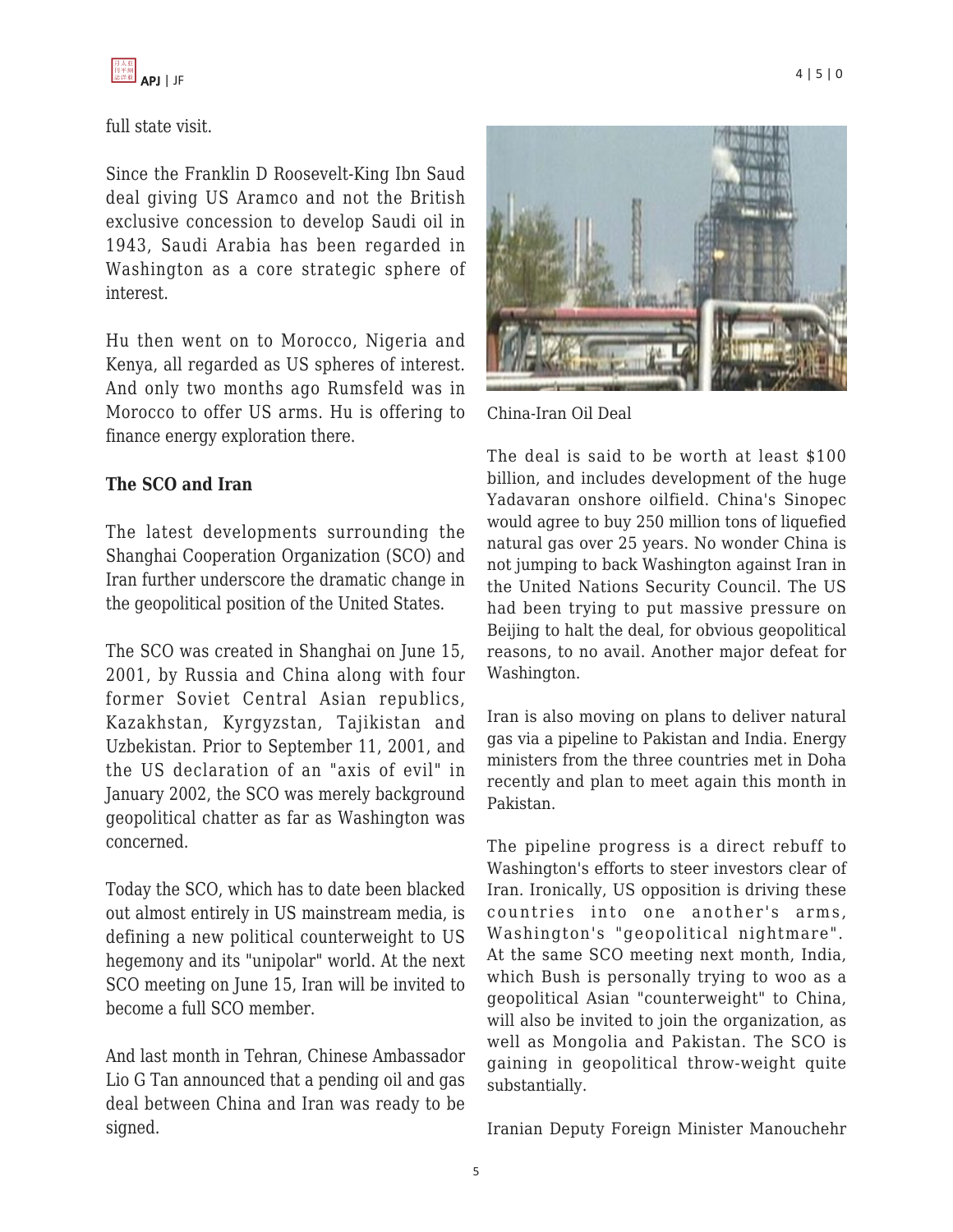full state visit.

Since the Franklin D Roosevelt-King Ibn Saud deal giving US Aramco and not the British exclusive concession to develop Saudi oil in 1943, Saudi Arabia has been regarded in Washington as a core strategic sphere of interest.

Hu then went on to Morocco, Nigeria and Kenya, all regarded as US spheres of interest. And only two months ago Rumsfeld was in Morocco to offer US arms. Hu is offering to finance energy exploration there.

**The SCO and Iran**

The latest developments surrounding the Shanghai Cooperation Organization (SCO) and Iran further underscore the dramatic change in the geopolitical position of the United States.

The SCO was created in Shanghai on June 15, 2001, by Russia and China along with four former Soviet Central Asian republics, Kazakhstan, Kyrgyzstan, Tajikistan and Uzbekistan. Prior to September 11, 2001, and the US declaration of an "axis of evil" in January 2002, the SCO was merely background geopolitical chatter as far as Washington was concerned.

Today the SCO, which has to date been blacked out almost entirely in US mainstream media, is defining a new political counterweight to US hegemony and its "unipolar" world. At the next SCO meeting on June 15, Iran will be invited to become a full SCO member.

And last month in Tehran, Chinese Ambassador Lio G Tan announced that a pending oil and gas deal between China and Iran was ready to be signed.

China-Iran Oil Deal

The deal is said to be worth at least $100 billion, and includes development of the huge Yadavaran onshore oilfield. China's Sinopec would agree to buy 250 million tons of liquefied natural gas over 25 years. No wonder China is not jumping to back Washington against Iran in the United Nations Security Council. The US had been trying to put massive pressure on Beijing to halt the deal, for obvious geopolitical reasons, to no avail. Another major defeat for Washington.

Iran is also moving on plans to deliver natural gas via a pipeline to Pakistan and India. Energy ministers from the three countries met in Doha recently and plan to meet again this month in Pakistan.

The pipeline progress is a direct rebuff to Washington's efforts to steer investors clear of Iran. Ironically, US opposition is driving these countries into one another's arms, Washington's "geopolitical nightmare". At the same SCO meeting next month, India, which Bush is personally trying to woo as a geopolitical Asian "counterweight" to China, will also be invited to join the organization, as well as Mongolia and Pakistan. The SCO is gaining in geopolitical throw-weight quite substantially.

Iranian Deputy Foreign Minister Manouchehr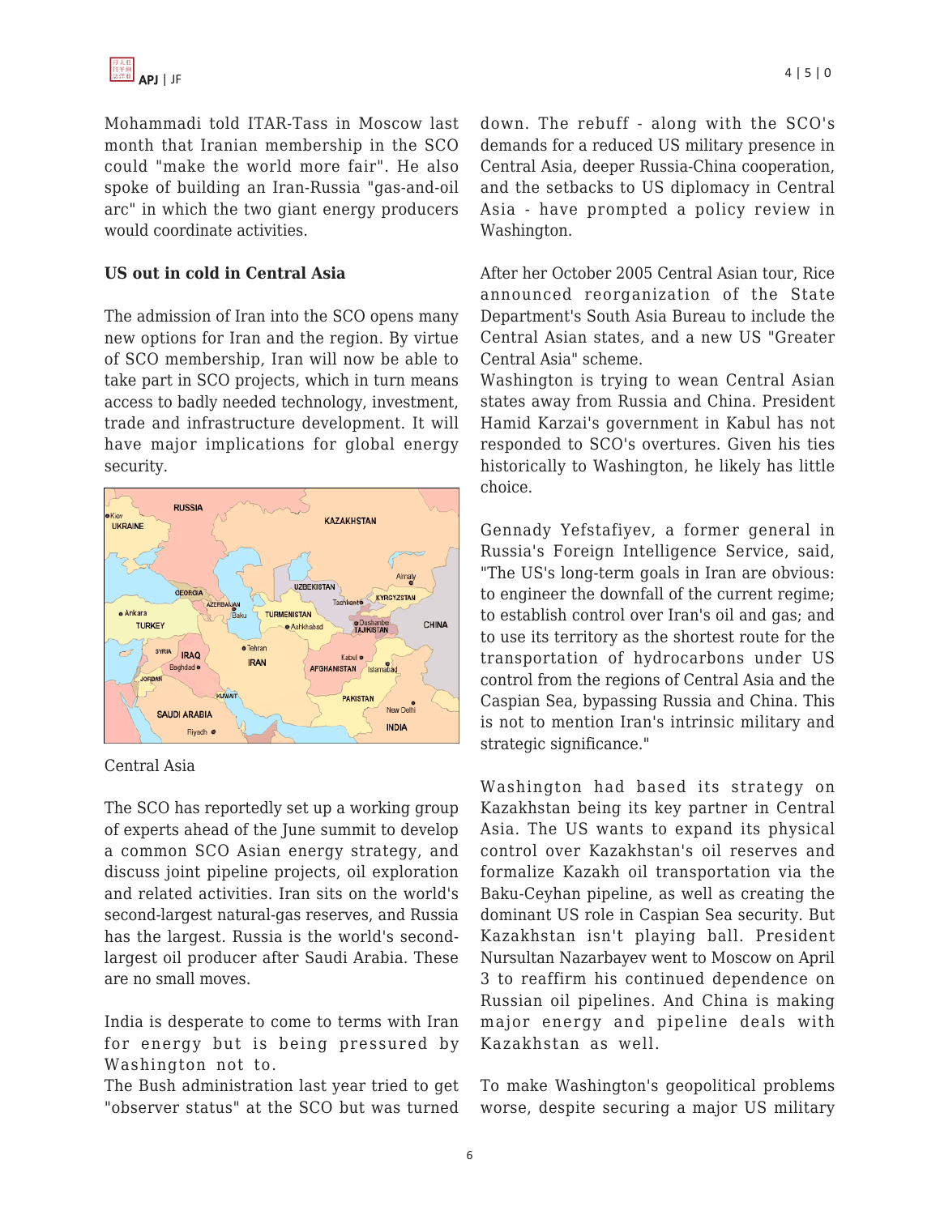Mohammadi told ITAR-Tass in Moscow last month that Iranian membership in the SCO could "make the world more fair". He also spoke of building an Iran-Russia "gas-and-oil arc" in which the two giant energy producers would coordinate activities.

**US out in cold in Central Asia**

The admission of Iran into the SCO opens many new options for Iran and the region. By virtue of SCO membership, Iran will now be able to take part in SCO projects, which in turn means access to badly needed technology, investment, trade and infrastructure development. It will have major implications for global energy security.

Central Asia

The SCO has reportedly set up a working group of experts ahead of the June summit to develop a common SCO Asian energy strategy, and discuss joint pipeline projects, oil exploration and related activities. Iran sits on the world's second-largest natural-gas reserves, and Russia has the largest. Russia is the world's second-largest oil producer after Saudi Arabia. These are no small moves.

India is desperate to come to terms with Iran for energy but is being pressured by Washington not to.

The Bush administration last year tried to get "observer status" at the SCO but was turned down. The rebuff - along with the SCO's demands for a reduced US military presence in Central Asia, deeper Russia-China cooperation, and the setbacks to US diplomacy in Central Asia - have prompted a policy review in Washington.

After her October 2005 Central Asian tour, Rice announced reorganization of the State Department's South Asia Bureau to include the Central Asian states, and a new US "Greater Central Asia" scheme.

Washington is trying to wean Central Asian states away from Russia and China. President Hamid Karzai's government in Kabul has not responded to SCO's overtures. Given his ties historically to Washington, he likely has little choice.

Gennady Yefstafiyev, a former general in Russia's Foreign Intelligence Service, said, "The US's long-term goals in Iran are obvious: to engineer the downfall of the current regime; to establish control over Iran's oil and gas; and to use its territory as the shortest route for the transportation of hydrocarbons under US control from the regions of Central Asia and the Caspian Sea, bypassing Russia and China. This is not to mention Iran's intrinsic military and strategic significance."

Washington had based its strategy on Kazakhstan being its key partner in Central Asia. The US wants to expand its physical control over Kazakhstan's oil reserves and formalize Kazakh oil transportation via the Baku-Ceyhan pipeline, as well as creating the dominant US role in Caspian Sea security. But Kazakhstan isn't playing ball. President Nursultan Nazarbayev went to Moscow on April 3 to reaffirm his continued dependence on Russian oil pipelines. And China is making major energy and pipeline deals with Kazakhstan as well.

To make Washington's geopolitical problems worse, despite securing a major US military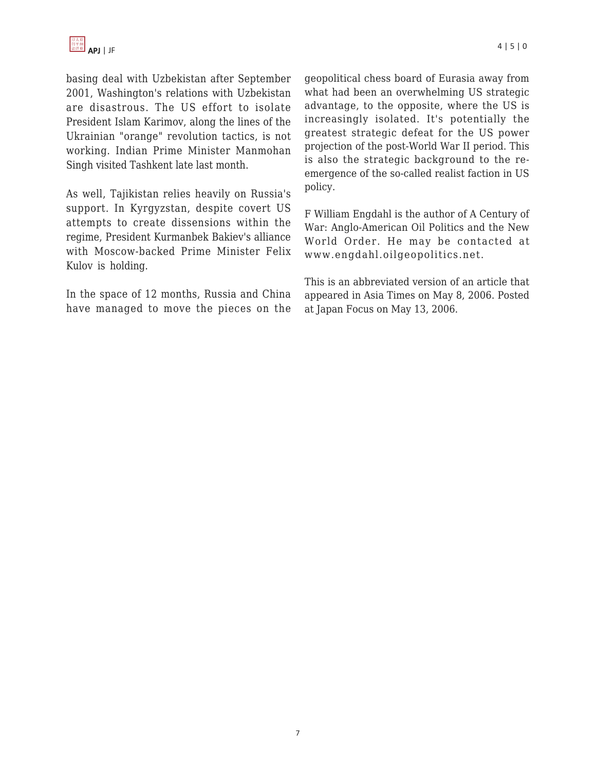basing deal with Uzbekistan after September 2001, Washington's relations with Uzbekistan are disastrous. The US effort to isolate President Islam Karimov, along the lines of the Ukrainian "orange" revolution tactics, is not working. Indian Prime Minister Manmohan Singh visited Tashkent late last month.

As well, Tajikistan relies heavily on Russia's support. In Kyrgyzstan, despite covert US attempts to create dissensions within the regime, President Kurmanbek Bakiev's alliance with Moscow-backed Prime Minister Felix Kulov is holding.

In the space of 12 months, Russia and China have managed to move the pieces on the geopolitical chess board of Eurasia away from what had been an overwhelming US strategic advantage, to the opposite, where the US is increasingly isolated. It's potentially the greatest strategic defeat for the US power projection of the post-World War II period. This is also the strategic background to the re-emergence of the so-called realist faction in US policy.

F William Engdahl is the author of A Century of War: Anglo-American Oil Politics and the New World Order. He may be contacted at www.engdahl.oilgeopolitics.net.

This is an abbreviated version of an article that appeared in Asia Times on May 8, 2006. Posted at Japan Focus on May 13, 2006.